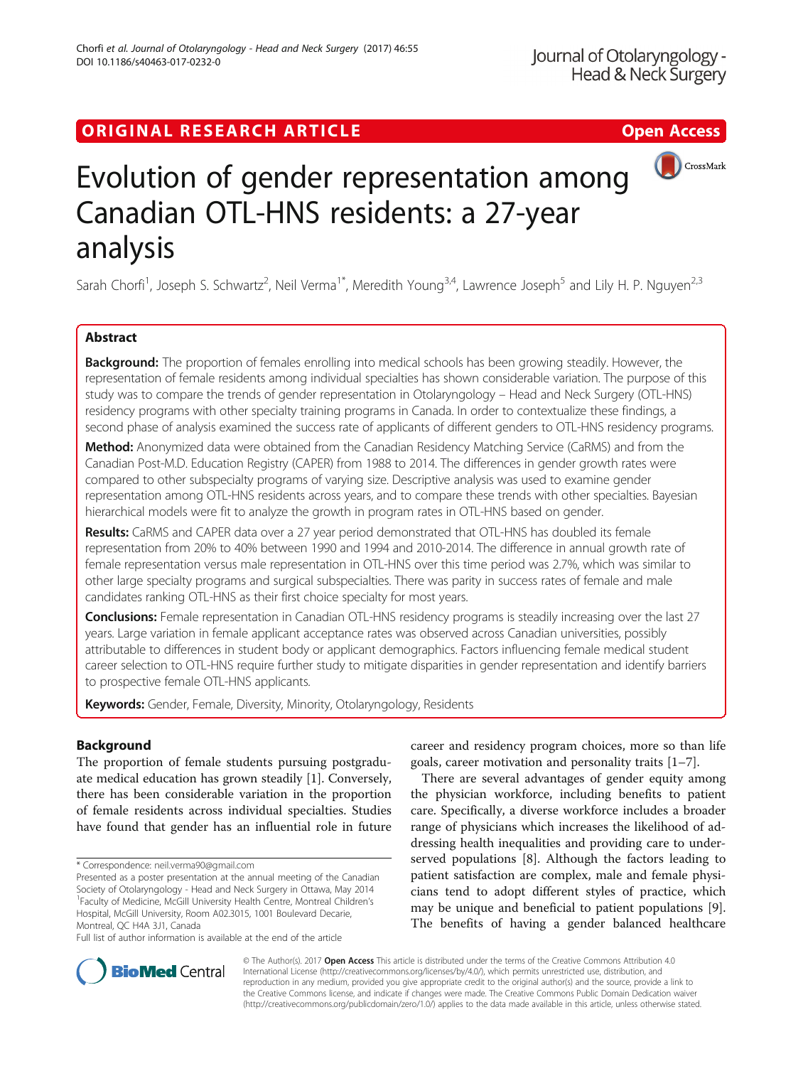ORIGINAL RESEARCH ARTICLE

Open Access

# Evolution of gender representation among Canadian OTL-HNS residents: a 27-year analysis

Sarah Chorfi[1], Joseph S. Schwartz[2], Neil Verma[1*], Meredith Young[3,4], Lawrence Joseph[5] and Lily H. P. Nguyen[2,3]

## Abstract

**Background:** The proportion of females enrolling into medical schools has been growing steadily. However, the representation of female residents among individual specialties has shown considerable variation. The purpose of this study was to compare the trends of gender representation in Otolaryngology – Head and Neck Surgery (OTL-HNS) residency programs with other specialty training programs in Canada. In order to contextualize these findings, a second phase of analysis examined the success rate of applicants of different genders to OTL-HNS residency programs.

**Method:** Anonymized data were obtained from the Canadian Residency Matching Service (CaRMS) and from the Canadian Post-M.D. Education Registry (CAPER) from 1988 to 2014. The differences in gender growth rates were compared to other subspecialty programs of varying size. Descriptive analysis was used to examine gender representation among OTL-HNS residents across years, and to compare these trends with other specialties. Bayesian hierarchical models were fit to analyze the growth in program rates in OTL-HNS based on gender.

**Results:** CaRMS and CAPER data over a 27 year period demonstrated that OTL-HNS has doubled its female representation from 20% to 40% between 1990 and 1994 and 2010-2014. The difference in annual growth rate of female representation versus male representation in OTL-HNS over this time period was 2.7%, which was similar to other large specialty programs and surgical subspecialties. There was parity in success rates of female and male candidates ranking OTL-HNS as their first choice specialty for most years.

**Conclusions:** Female representation in Canadian OTL-HNS residency programs is steadily increasing over the last 27 years. Large variation in female applicant acceptance rates was observed across Canadian universities, possibly attributable to differences in student body or applicant demographics. Factors influencing female medical student career selection to OTL-HNS require further study to mitigate disparities in gender representation and identify barriers to prospective female OTL-HNS applicants.

**Keywords:** Gender, Female, Diversity, Minority, Otolaryngology, Residents

## Background

The proportion of female students pursuing postgraduate medical education has grown steadily [1]. Conversely, there has been considerable variation in the proportion of female residents across individual specialties. Studies have found that gender has an influential role in future career and residency program choices, more so than life goals, career motivation and personality traits [1–7].

There are several advantages of gender equity among the physician workforce, including benefits to patient care. Specifically, a diverse workforce includes a broader range of physicians which increases the likelihood of addressing health inequalities and providing care to underserved populations [8]. Although the factors leading to patient satisfaction are complex, male and female physicians tend to adopt different styles of practice, which may be unique and beneficial to patient populations [9]. The benefits of having a gender balanced healthcare

* Correspondence: neil.verma90@gmail.com

Presented as a poster presentation at the annual meeting of the Canadian Society of Otolaryngology - Head and Neck Surgery in Ottawa, May 2014

[1]Faculty of Medicine, McGill University Health Centre, Montreal Children's Hospital, McGill University, Room A02.3015, 1001 Boulevard Decarie, Montreal, QC H4A 3J1, Canada

Full list of author information is available at the end of the article

© The Author(s). 2017 **Open Access** This article is distributed under the terms of the Creative Commons Attribution 4.0 International License (http://creativecommons.org/licenses/by/4.0/), which permits unrestricted use, distribution, and reproduction in any medium, provided you give appropriate credit to the original author(s) and the source, provide a link to the Creative Commons license, and indicate if changes were made. The Creative Commons Public Domain Dedication waiver (http://creativecommons.org/publicdomain/zero/1.0/) applies to the data made available in this article, unless otherwise stated.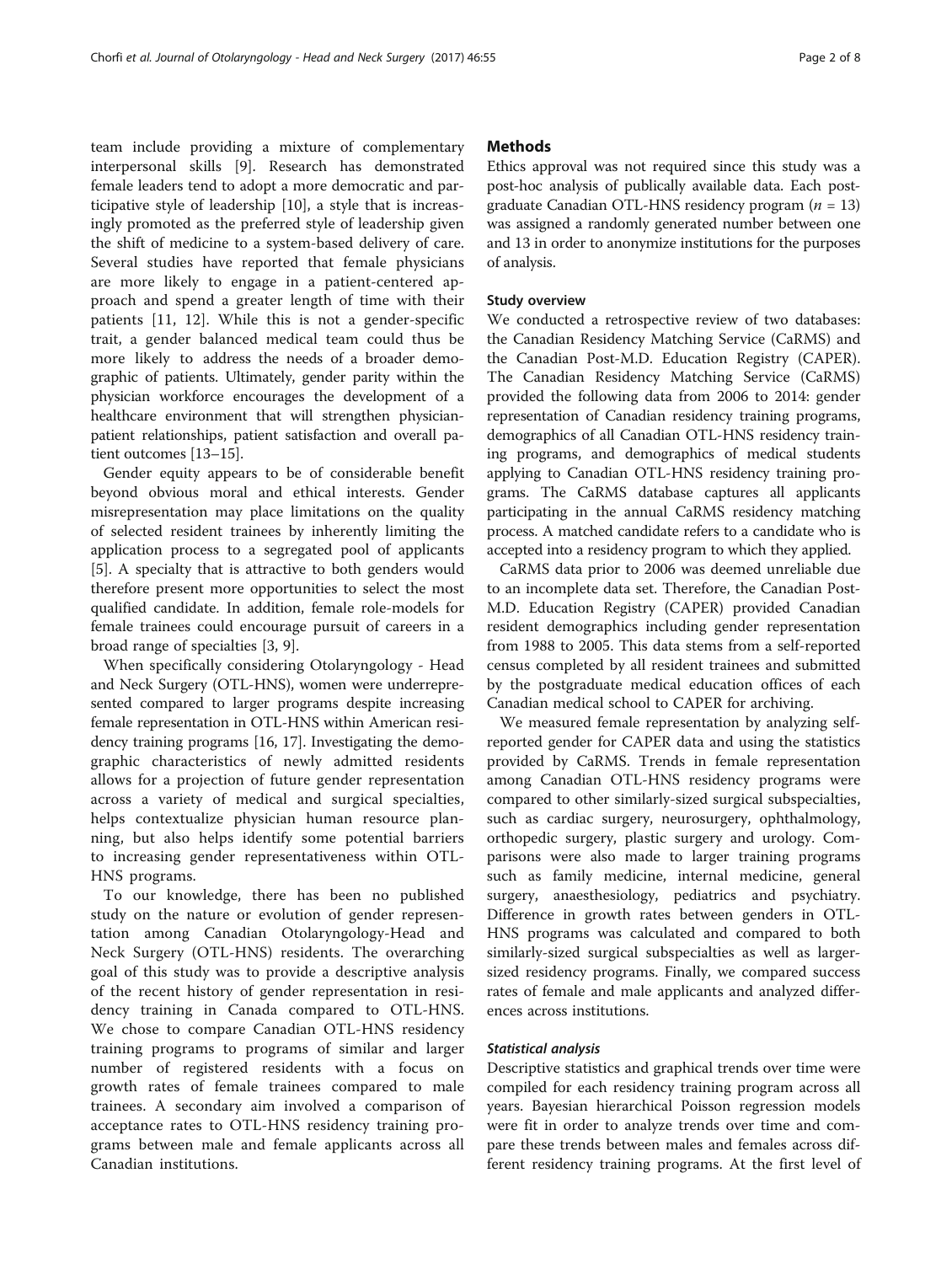team include providing a mixture of complementary interpersonal skills [9]. Research has demonstrated female leaders tend to adopt a more democratic and participative style of leadership [10], a style that is increasingly promoted as the preferred style of leadership given the shift of medicine to a system-based delivery of care. Several studies have reported that female physicians are more likely to engage in a patient-centered approach and spend a greater length of time with their patients [11, 12]. While this is not a gender-specific trait, a gender balanced medical team could thus be more likely to address the needs of a broader demographic of patients. Ultimately, gender parity within the physician workforce encourages the development of a healthcare environment that will strengthen physician-patient relationships, patient satisfaction and overall patient outcomes [13–15].

Gender equity appears to be of considerable benefit beyond obvious moral and ethical interests. Gender misrepresentation may place limitations on the quality of selected resident trainees by inherently limiting the application process to a segregated pool of applicants [5]. A specialty that is attractive to both genders would therefore present more opportunities to select the most qualified candidate. In addition, female role-models for female trainees could encourage pursuit of careers in a broad range of specialties [3, 9].

When specifically considering Otolaryngology - Head and Neck Surgery (OTL-HNS), women were underrepresented compared to larger programs despite increasing female representation in OTL-HNS within American residency training programs [16, 17]. Investigating the demographic characteristics of newly admitted residents allows for a projection of future gender representation across a variety of medical and surgical specialties, helps contextualize physician human resource planning, but also helps identify some potential barriers to increasing gender representativeness within OTL-HNS programs.

To our knowledge, there has been no published study on the nature or evolution of gender representation among Canadian Otolaryngology-Head and Neck Surgery (OTL-HNS) residents. The overarching goal of this study was to provide a descriptive analysis of the recent history of gender representation in residency training in Canada compared to OTL-HNS. We chose to compare Canadian OTL-HNS residency training programs to programs of similar and larger number of registered residents with a focus on growth rates of female trainees compared to male trainees. A secondary aim involved a comparison of acceptance rates to OTL-HNS residency training programs between male and female applicants across all Canadian institutions.

## Methods

Ethics approval was not required since this study was a post-hoc analysis of publically available data. Each postgraduate Canadian OTL-HNS residency program ($n = 13$) was assigned a randomly generated number between one and 13 in order to anonymize institutions for the purposes of analysis.

### Study overview

We conducted a retrospective review of two databases: the Canadian Residency Matching Service (CaRMS) and the Canadian Post-M.D. Education Registry (CAPER). The Canadian Residency Matching Service (CaRMS) provided the following data from 2006 to 2014: gender representation of Canadian residency training programs, demographics of all Canadian OTL-HNS residency training programs, and demographics of medical students applying to Canadian OTL-HNS residency training programs. The CaRMS database captures all applicants participating in the annual CaRMS residency matching process. A matched candidate refers to a candidate who is accepted into a residency program to which they applied.

CaRMS data prior to 2006 was deemed unreliable due to an incomplete data set. Therefore, the Canadian Post-M.D. Education Registry (CAPER) provided Canadian resident demographics including gender representation from 1988 to 2005. This data stems from a self-reported census completed by all resident trainees and submitted by the postgraduate medical education offices of each Canadian medical school to CAPER for archiving.

We measured female representation by analyzing self-reported gender for CAPER data and using the statistics provided by CaRMS. Trends in female representation among Canadian OTL-HNS residency programs were compared to other similarly-sized surgical subspecialties, such as cardiac surgery, neurosurgery, ophthalmology, orthopedic surgery, plastic surgery and urology. Comparisons were also made to larger training programs such as family medicine, internal medicine, general surgery, anaesthesiology, pediatrics and psychiatry. Difference in growth rates between genders in OTL-HNS programs was calculated and compared to both similarly-sized surgical subspecialties as well as larger-sized residency programs. Finally, we compared success rates of female and male applicants and analyzed differences across institutions.

#### *Statistical analysis*

Descriptive statistics and graphical trends over time were compiled for each residency training program across all years. Bayesian hierarchical Poisson regression models were fit in order to analyze trends over time and compare these trends between males and females across different residency training programs. At the first level of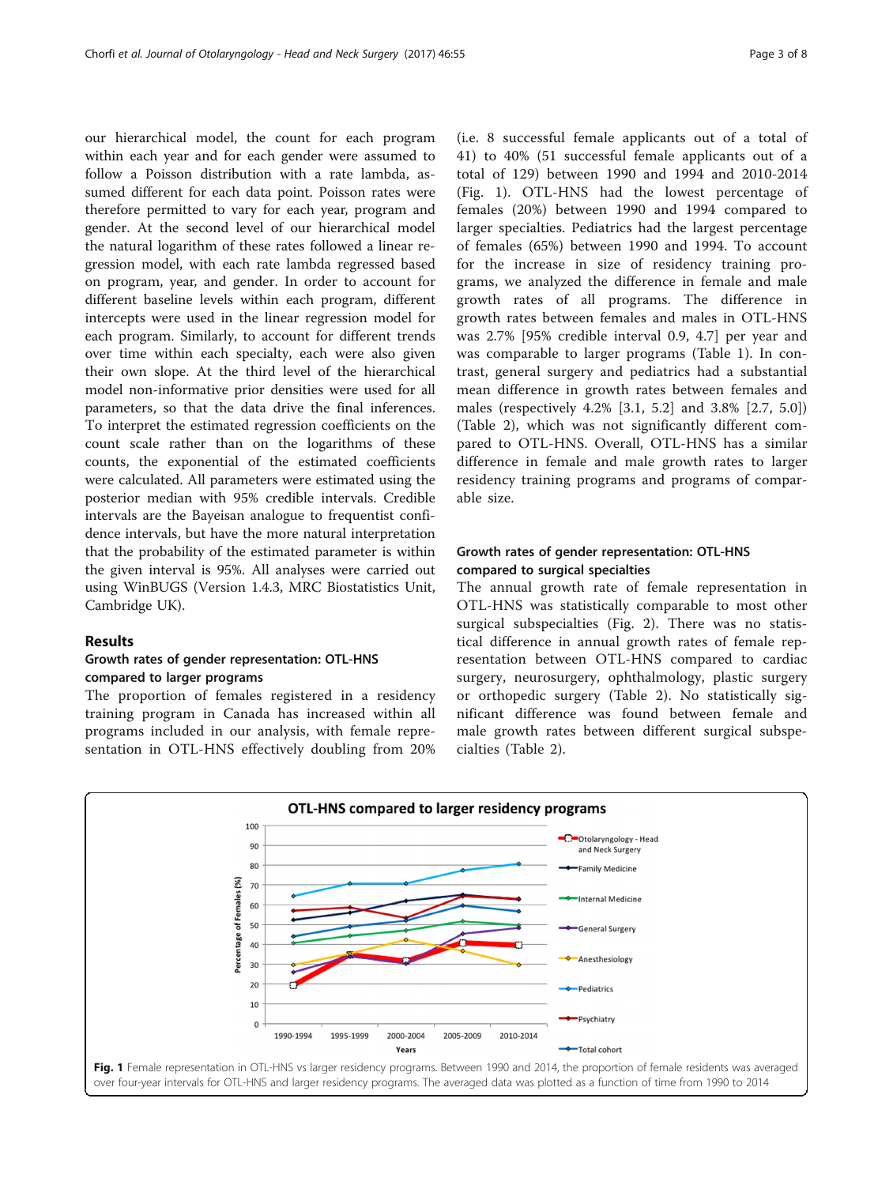our hierarchical model, the count for each program within each year and for each gender were assumed to follow a Poisson distribution with a rate lambda, assumed different for each data point. Poisson rates were therefore permitted to vary for each year, program and gender. At the second level of our hierarchical model the natural logarithm of these rates followed a linear regression model, with each rate lambda regressed based on program, year, and gender. In order to account for different baseline levels within each program, different intercepts were used in the linear regression model for each program. Similarly, to account for different trends over time within each specialty, each were also given their own slope. At the third level of the hierarchical model non-informative prior densities were used for all parameters, so that the data drive the final inferences. To interpret the estimated regression coefficients on the count scale rather than on the logarithms of these counts, the exponential of the estimated coefficients were calculated. All parameters were estimated using the posterior median with 95% credible intervals. Credible intervals are the Bayeisan analogue to frequentist confidence intervals, but have the more natural interpretation that the probability of the estimated parameter is within the given interval is 95%. All analyses were carried out using WinBUGS (Version 1.4.3, MRC Biostatistics Unit, Cambridge UK).

## Results

### Growth rates of gender representation: OTL-HNS compared to larger programs

The proportion of females registered in a residency training program in Canada has increased within all programs included in our analysis, with female representation in OTL-HNS effectively doubling from 20% (i.e. 8 successful female applicants out of a total of 41) to 40% (51 successful female applicants out of a total of 129) between 1990 and 1994 and 2010-2014 (Fig. 1). OTL-HNS had the lowest percentage of females (20%) between 1990 and 1994 compared to larger specialties. Pediatrics had the largest percentage of females (65%) between 1990 and 1994. To account for the increase in size of residency training programs, we analyzed the difference in female and male growth rates of all programs. The difference in growth rates between females and males in OTL-HNS was 2.7% [95% credible interval 0.9, 4.7] per year and was comparable to larger programs (Table 1). In contrast, general surgery and pediatrics had a substantial mean difference in growth rates between females and males (respectively 4.2% [3.1, 5.2] and 3.8% [2.7, 5.0]) (Table 2), which was not significantly different compared to OTL-HNS. Overall, OTL-HNS has a similar difference in female and male growth rates to larger residency training programs and programs of comparable size.

### Growth rates of gender representation: OTL-HNS compared to surgical specialties

The annual growth rate of female representation in OTL-HNS was statistically comparable to most other surgical subspecialties (Fig. 2). There was no statistical difference in annual growth rates of female representation between OTL-HNS compared to cardiac surgery, neurosurgery, ophthalmology, plastic surgery or orthopedic surgery (Table 2). No statistically significant difference was found between female and male growth rates between different surgical subspecialties (Table 2).

OTL-HNS compared to larger residency programs

Percentage of Females (%)

100
90
80
70
60
50
40
30
20
10
0

1990-1994
1995-1999
2000-2004
2005-2009
2010-2014

Years

Otolaryngology - Head and Neck Surgery
Family Medicine
Internal Medicine
General Surgery
Anesthesiology
Pediatrics
Psychiatry
Total cohort

**Fig. 1** Female representation in OTL-HNS vs larger residency programs. Between 1990 and 2014, the proportion of female residents was averaged over four-year intervals for OTL-HNS and larger residency programs. The averaged data was plotted as a function of time from 1990 to 2014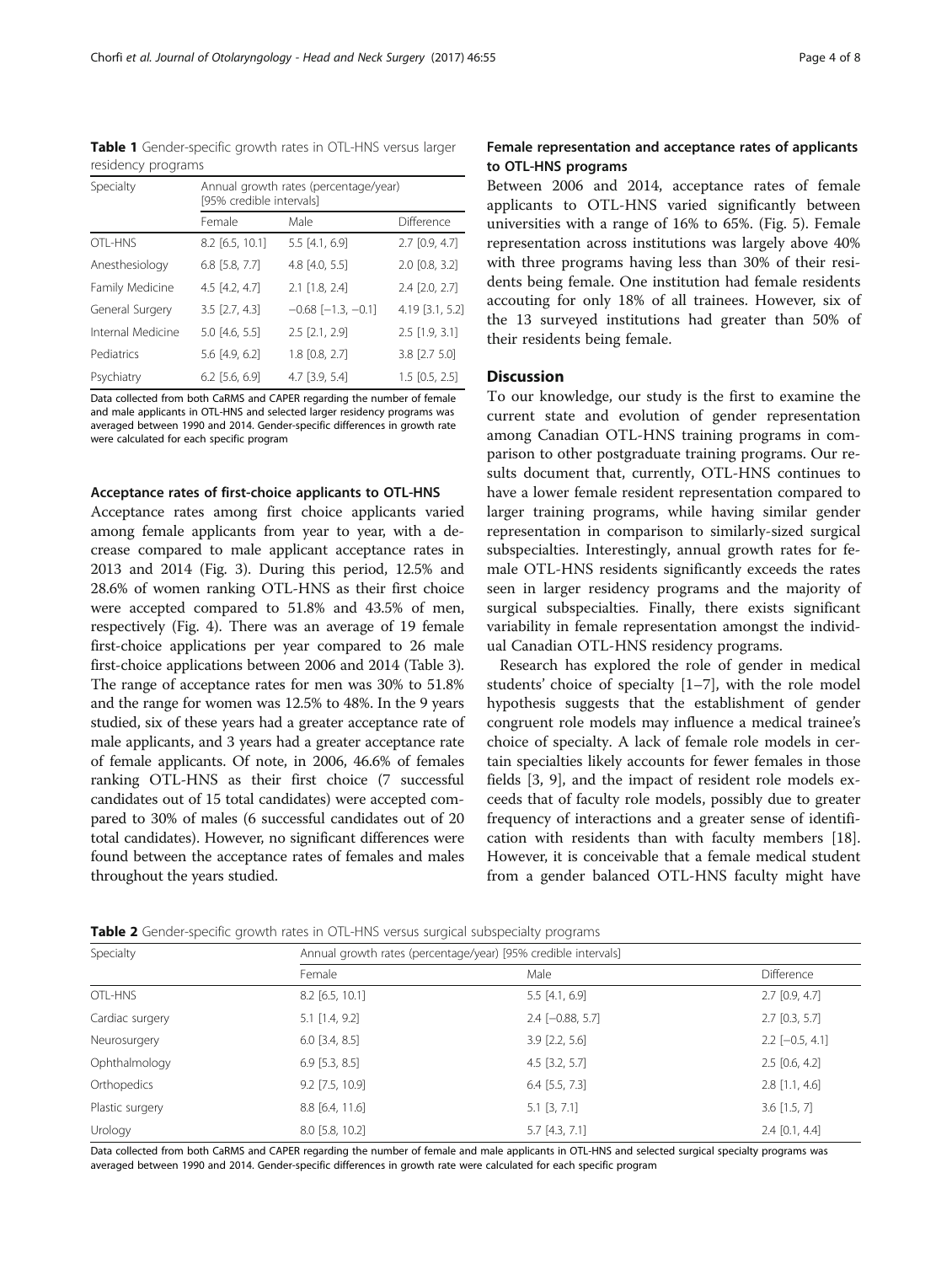**Table 1** Gender-specific growth rates in OTL-HNS versus larger residency programs

| Specialty | Annual growth rates (percentage/year) [95% credible intervals] | | |
|---|---|---|---|
| | Female | Male | Difference |
| OTL-HNS | 8.2 [6.5, 10.1] | 5.5 [4.1, 6.9] | 2.7 [0.9, 4.7] |
| Anesthesiology | 6.8 [5.8, 7.7] | 4.8 [4.0, 5.5] | 2.0 [0.8, 3.2] |
| Family Medicine | 4.5 [4.2, 4.7] | 2.1 [1.8, 2.4] | 2.4 [2.0, 2.7] |
| General Surgery | 3.5 [2.7, 4.3] | −0.68 [−1.3, −0.1] | 4.19 [3.1, 5.2] |
| Internal Medicine | 5.0 [4.6, 5.5] | 2.5 [2.1, 2.9] | 2.5 [1.9, 3.1] |
| Pediatrics | 5.6 [4.9, 6.2] | 1.8 [0.8, 2.7] | 3.8 [2.7 5.0] |
| Psychiatry | 6.2 [5.6, 6.9] | 4.7 [3.9, 5.4] | 1.5 [0.5, 2.5] |

Data collected from both CaRMS and CAPER regarding the number of female and male applicants in OTL-HNS and selected larger residency programs was averaged between 1990 and 2014. Gender-specific differences in growth rate were calculated for each specific program

### Acceptance rates of first-choice applicants to OTL-HNS

Acceptance rates among first choice applicants varied among female applicants from year to year, with a decrease compared to male applicant acceptance rates in 2013 and 2014 (Fig. 3). During this period, 12.5% and 28.6% of women ranking OTL-HNS as their first choice were accepted compared to 51.8% and 43.5% of men, respectively (Fig. 4). There was an average of 19 female first-choice applications per year compared to 26 male first-choice applications between 2006 and 2014 (Table 3). The range of acceptance rates for men was 30% to 51.8% and the range for women was 12.5% to 48%. In the 9 years studied, six of these years had a greater acceptance rate of male applicants, and 3 years had a greater acceptance rate of female applicants. Of note, in 2006, 46.6% of females ranking OTL-HNS as their first choice (7 successful candidates out of 15 total candidates) were accepted compared to 30% of males (6 successful candidates out of 20 total candidates). However, no significant differences were found between the acceptance rates of females and males throughout the years studied.

### Female representation and acceptance rates of applicants to OTL-HNS programs

Between 2006 and 2014, acceptance rates of female applicants to OTL-HNS varied significantly between universities with a range of 16% to 65%. (Fig. 5). Female representation across institutions was largely above 40% with three programs having less than 30% of their residents being female. One institution had female residents accouting for only 18% of all trainees. However, six of the 13 surveyed institutions had greater than 50% of their residents being female.

## Discussion

To our knowledge, our study is the first to examine the current state and evolution of gender representation among Canadian OTL-HNS training programs in comparison to other postgraduate training programs. Our results document that, currently, OTL-HNS continues to have a lower female resident representation compared to larger training programs, while having similar gender representation in comparison to similarly-sized surgical subspecialties. Interestingly, annual growth rates for female OTL-HNS residents significantly exceeds the rates seen in larger residency programs and the majority of surgical subspecialties. Finally, there exists significant variability in female representation amongst the individual Canadian OTL-HNS residency programs.

Research has explored the role of gender in medical students' choice of specialty [1–7], with the role model hypothesis suggests that the establishment of gender congruent role models may influence a medical trainee's choice of specialty. A lack of female role models in certain specialties likely accounts for fewer females in those fields [3, 9], and the impact of resident role models exceeds that of faculty role models, possibly due to greater frequency of interactions and a greater sense of identification with residents than with faculty members [18]. However, it is conceivable that a female medical student from a gender balanced OTL-HNS faculty might have

**Table 2** Gender-specific growth rates in OTL-HNS versus surgical subspecialty programs

| Specialty | Annual growth rates (percentage/year) [95% credible intervals] | | |
|---|---|---|---|
| | Female | Male | Difference |
| OTL-HNS | 8.2 [6.5, 10.1] | 5.5 [4.1, 6.9] | 2.7 [0.9, 4.7] |
| Cardiac surgery | 5.1 [1.4, 9.2] | 2.4 [−0.88, 5.7] | 2.7 [0.3, 5.7] |
| Neurosurgery | 6.0 [3.4, 8.5] | 3.9 [2.2, 5.6] | 2.2 [−0.5, 4.1] |
| Ophthalmology | 6.9 [5.3, 8.5] | 4.5 [3.2, 5.7] | 2.5 [0.6, 4.2] |
| Orthopedics | 9.2 [7.5, 10.9] | 6.4 [5.5, 7.3] | 2.8 [1.1, 4.6] |
| Plastic surgery | 8.8 [6.4, 11.6] | 5.1 [3, 7.1] | 3.6 [1.5, 7] |
| Urology | 8.0 [5.8, 10.2] | 5.7 [4.3, 7.1] | 2.4 [0.1, 4.4] |

Data collected from both CaRMS and CAPER regarding the number of female and male applicants in OTL-HNS and selected surgical specialty programs was averaged between 1990 and 2014. Gender-specific differences in growth rate were calculated for each specific program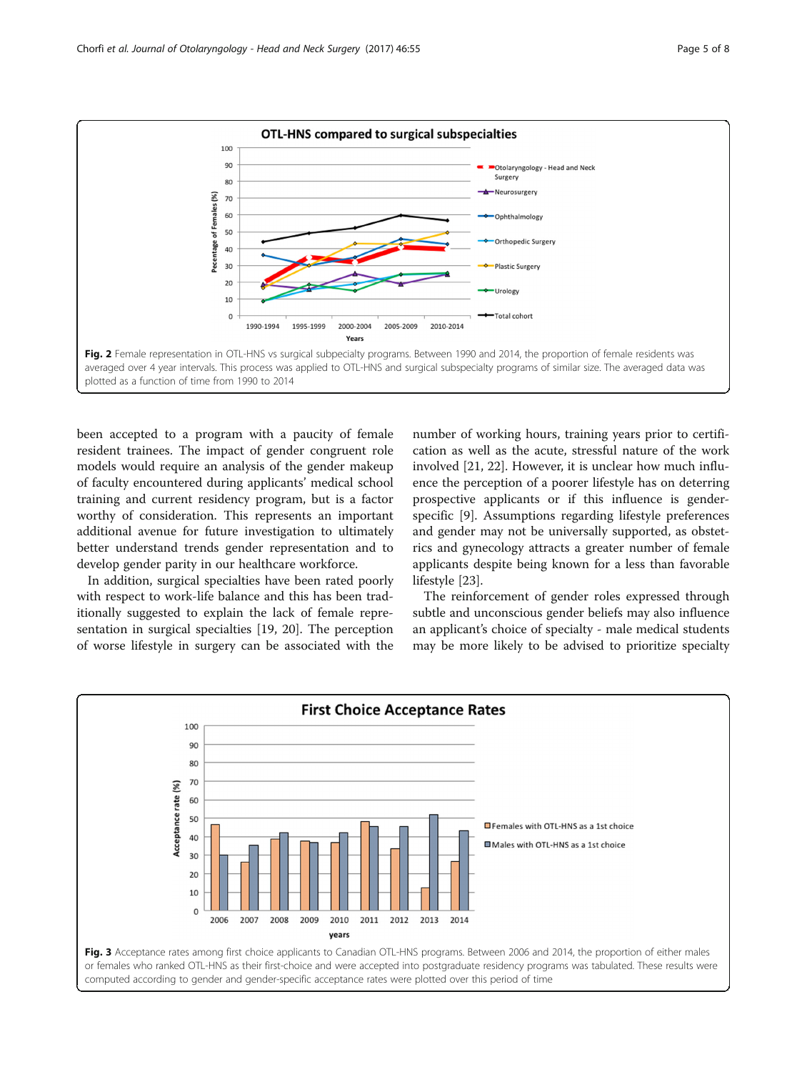OTL-HNS compared to surgical subspecialties

100
90
80
70
60
50
40
30
20
10
0

Pecentage of Females (%)

1990-1994 1995-1999 2000-2004 2005-2009 2010-2014

Years

Otolaryngology - Head and Neck Surgery
Neurosurgery
Ophthalmology
Orthopedic Surgery
Plastic Surgery
Urology
Total cohort

**Fig. 2** Female representation in OTL-HNS vs surgical subspecialty programs. Between 1990 and 2014, the proportion of female residents was averaged over 4 year intervals. This process was applied to OTL-HNS and surgical subspecialty programs of similar size. The averaged data was plotted as a function of time from 1990 to 2014

been accepted to a program with a paucity of female resident trainees. The impact of gender congruent role models would require an analysis of the gender makeup of faculty encountered during applicants' medical school training and current residency program, but is a factor worthy of consideration. This represents an important additional avenue for future investigation to ultimately better understand trends gender representation and to develop gender parity in our healthcare workforce.

In addition, surgical specialties have been rated poorly with respect to work-life balance and this has been traditionally suggested to explain the lack of female representation in surgical specialties [19, 20]. The perception of worse lifestyle in surgery can be associated with the number of working hours, training years prior to certification as well as the acute, stressful nature of the work involved [21, 22]. However, it is unclear how much influence the perception of a poorer lifestyle has on deterring prospective applicants or if this influence is gender-specific [9]. Assumptions regarding lifestyle preferences and gender may not be universally supported, as obstetrics and gynecology attracts a greater number of female applicants despite being known for a less than favorable lifestyle [23].

The reinforcement of gender roles expressed through subtle and unconscious gender beliefs may also influence an applicant's choice of specialty - male medical students may be more likely to be advised to prioritize specialty

First Choice Acceptance Rates

100
90
80
70
60
50
40
30
20
10
0

Acceptance rate (%)

2006 2007 2008 2009 2010 2011 2012 2013 2014

years

Females with OTL-HNS as a 1st choice
Males with OTL-HNS as a 1st choice

**Fig. 3** Acceptance rates among first choice applicants to Canadian OTL-HNS programs. Between 2006 and 2014, the proportion of either males or females who ranked OTL-HNS as their first-choice and were accepted into postgraduate residency programs was tabulated. These results were computed according to gender and gender-specific acceptance rates were plotted over this period of time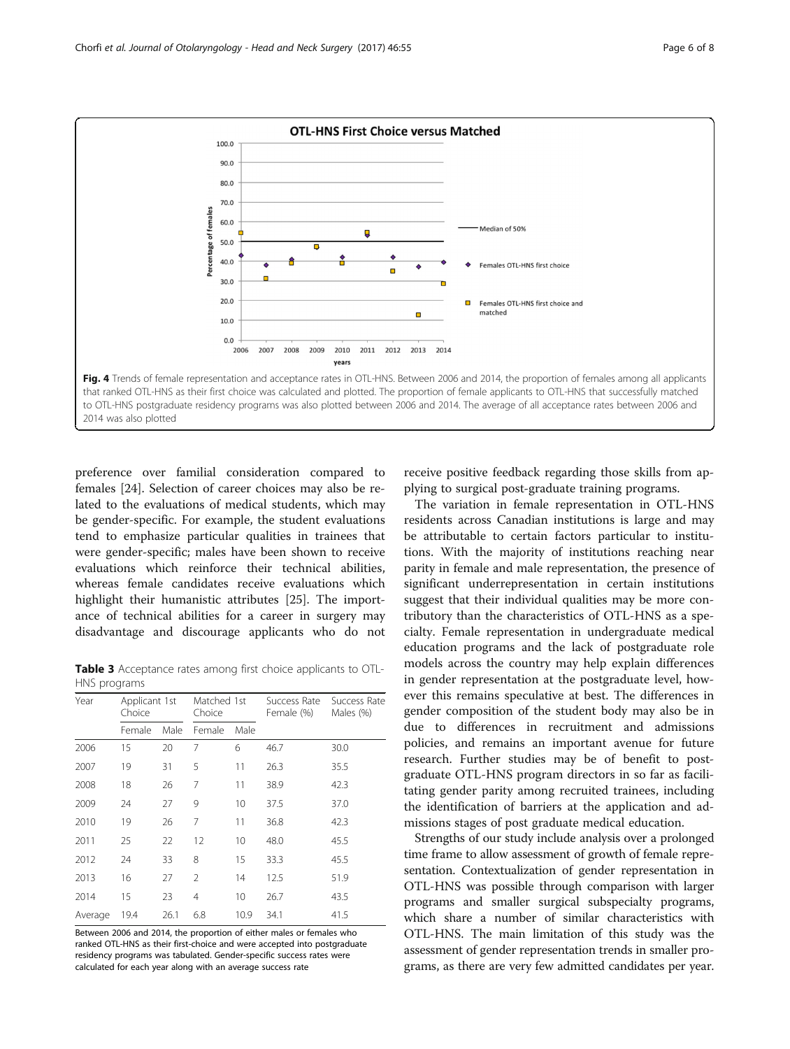OTL-HNS First Choice versus Matched

Percentage of females

100.0
90.0
80.0
70.0
60.0
50.0
40.0
30.0
20.0
10.0
0.0

2006 2007 2008 2009 2010 2011 2012 2013 2014

years

Median of 50%

Females OTL-HNS first choice

Females OTL-HNS first choice and matched

**Fig. 4** Trends of female representation and acceptance rates in OTL-HNS. Between 2006 and 2014, the proportion of females among all applicants that ranked OTL-HNS as their first choice was calculated and plotted. The proportion of female applicants to OTL-HNS that successfully matched to OTL-HNS postgraduate residency programs was also plotted between 2006 and 2014. The average of all acceptance rates between 2006 and 2014 was also plotted

preference over familial consideration compared to females [24]. Selection of career choices may also be related to the evaluations of medical students, which may be gender-specific. For example, the student evaluations tend to emphasize particular qualities in trainees that were gender-specific; males have been shown to receive evaluations which reinforce their technical abilities, whereas female candidates receive evaluations which highlight their humanistic attributes [25]. The importance of technical abilities for a career in surgery may disadvantage and discourage applicants who do not receive positive feedback regarding those skills from applying to surgical post-graduate training programs.

**Table 3** Acceptance rates among first choice applicants to OTL-HNS programs

| Year | Applicant 1st Choice | | Matched 1st Choice | | Success Rate Female (%) | Success Rate Males (%) |
|---|---|---|---|---|---|---|
| | Female | Male | Female | Male | | |
| 2006 | 15 | 20 | 7 | 6 | 46.7 | 30.0 |
| 2007 | 19 | 31 | 5 | 11 | 26.3 | 35.5 |
| 2008 | 18 | 26 | 7 | 11 | 38.9 | 42.3 |
| 2009 | 24 | 27 | 9 | 10 | 37.5 | 37.0 |
| 2010 | 19 | 26 | 7 | 11 | 36.8 | 42.3 |
| 2011 | 25 | 22 | 12 | 10 | 48.0 | 45.5 |
| 2012 | 24 | 33 | 8 | 15 | 33.3 | 45.5 |
| 2013 | 16 | 27 | 2 | 14 | 12.5 | 51.9 |
| 2014 | 15 | 23 | 4 | 10 | 26.7 | 43.5 |
| Average | 19.4 | 26.1 | 6.8 | 10.9 | 34.1 | 41.5 |

Between 2006 and 2014, the proportion of either males or females who ranked OTL-HNS as their first-choice and were accepted into postgraduate residency programs was tabulated. Gender-specific success rates were calculated for each year along with an average success rate

The variation in female representation in OTL-HNS residents across Canadian institutions is large and may be attributable to certain factors particular to institutions. With the majority of institutions reaching near parity in female and male representation, the presence of significant underrepresentation in certain institutions suggest that their individual qualities may be more contributory than the characteristics of OTL-HNS as a specialty. Female representation in undergraduate medical education programs and the lack of postgraduate role models across the country may help explain differences in gender representation at the postgraduate level, however this remains speculative at best. The differences in gender composition of the student body may also be in due to differences in recruitment and admissions policies, and remains an important avenue for future research. Further studies may be of benefit to postgraduate OTL-HNS program directors in so far as facilitating gender parity among recruited trainees, including the identification of barriers at the application and admissions stages of post graduate medical education.

Strengths of our study include analysis over a prolonged time frame to allow assessment of growth of female representation. Contextualization of gender representation in OTL-HNS was possible through comparison with larger programs and smaller surgical subspecialty programs, which share a number of similar characteristics with OTL-HNS. The main limitation of this study was the assessment of gender representation trends in smaller programs, as there are very few admitted candidates per year.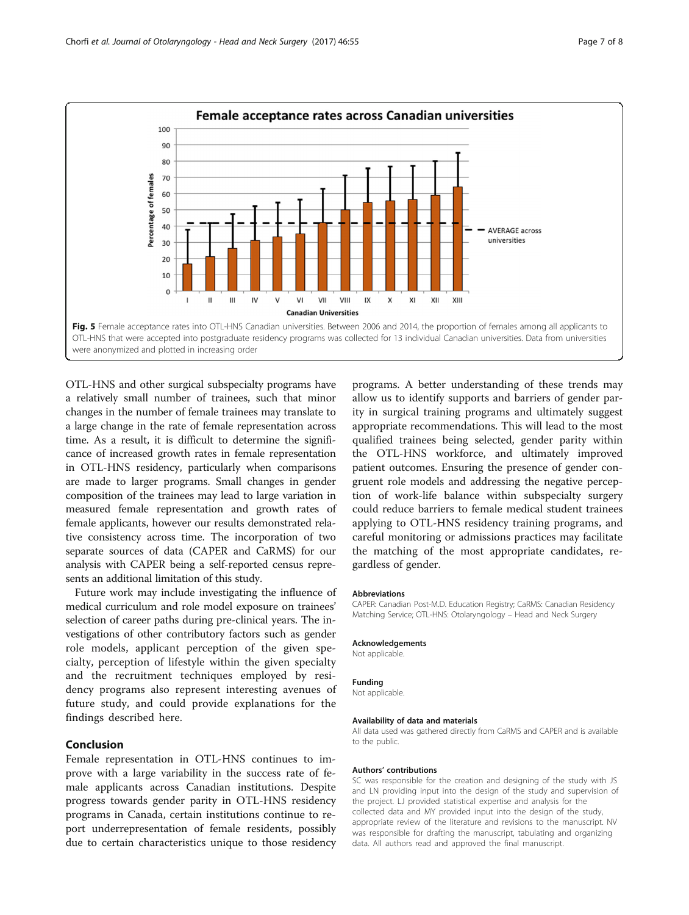Female acceptance rates across Canadian universities

Percentage of females

100
90
80
70
60
50
40
30
20
10
0

I II III IV V VI VII VIII IX X XI XII XIII

Canadian Universities

AVERAGE across universities

**Fig. 5** Female acceptance rates into OTL-HNS Canadian universities. Between 2006 and 2014, the proportion of females among all applicants to OTL-HNS that were accepted into postgraduate residency programs was collected for 13 individual Canadian universities. Data from universities were anonymized and plotted in increasing order

OTL-HNS and other surgical subspecialty programs have a relatively small number of trainees, such that minor changes in the number of female trainees may translate to a large change in the rate of female representation across time. As a result, it is difficult to determine the significance of increased growth rates in female representation in OTL-HNS residency, particularly when comparisons are made to larger programs. Small changes in gender composition of the trainees may lead to large variation in measured female representation and growth rates of female applicants, however our results demonstrated relative consistency across time. The incorporation of two separate sources of data (CAPER and CaRMS) for our analysis with CAPER being a self-reported census represents an additional limitation of this study.

Future work may include investigating the influence of medical curriculum and role model exposure on trainees' selection of career paths during pre-clinical years. The investigations of other contributory factors such as gender role models, applicant perception of the given specialty, perception of lifestyle within the given specialty and the recruitment techniques employed by residency programs also represent interesting avenues of future study, and could provide explanations for the findings described here.

## Conclusion

Female representation in OTL-HNS continues to improve with a large variability in the success rate of female applicants across Canadian institutions. Despite progress towards gender parity in OTL-HNS residency programs in Canada, certain institutions continue to report underrepresentation of female residents, possibly due to certain characteristics unique to those residency programs. A better understanding of these trends may allow us to identify supports and barriers of gender parity in surgical training programs and ultimately suggest appropriate recommendations. This will lead to the most qualified trainees being selected, gender parity within the OTL-HNS workforce, and ultimately improved patient outcomes. Ensuring the presence of gender congruent role models and addressing the negative perception of work-life balance within subspecialty surgery could reduce barriers to female medical student trainees applying to OTL-HNS residency training programs, and careful monitoring or admissions practices may facilitate the matching of the most appropriate candidates, regardless of gender.

#### Abbreviations

CAPER: Canadian Post-M.D. Education Registry; CaRMS: Canadian Residency Matching Service; OTL-HNS: Otolaryngology – Head and Neck Surgery

#### Acknowledgements

Not applicable.

#### Funding

Not applicable.

#### Availability of data and materials

All data used was gathered directly from CaRMS and CAPER and is available to the public.

#### Authors' contributions

SC was responsible for the creation and designing of the study with JS and LN providing input into the design of the study and supervision of the project. LJ provided statistical expertise and analysis for the collected data and MY provided input into the design of the study, appropriate review of the literature and revisions to the manuscript. NV was responsible for drafting the manuscript, tabulating and organizing data. All authors read and approved the final manuscript.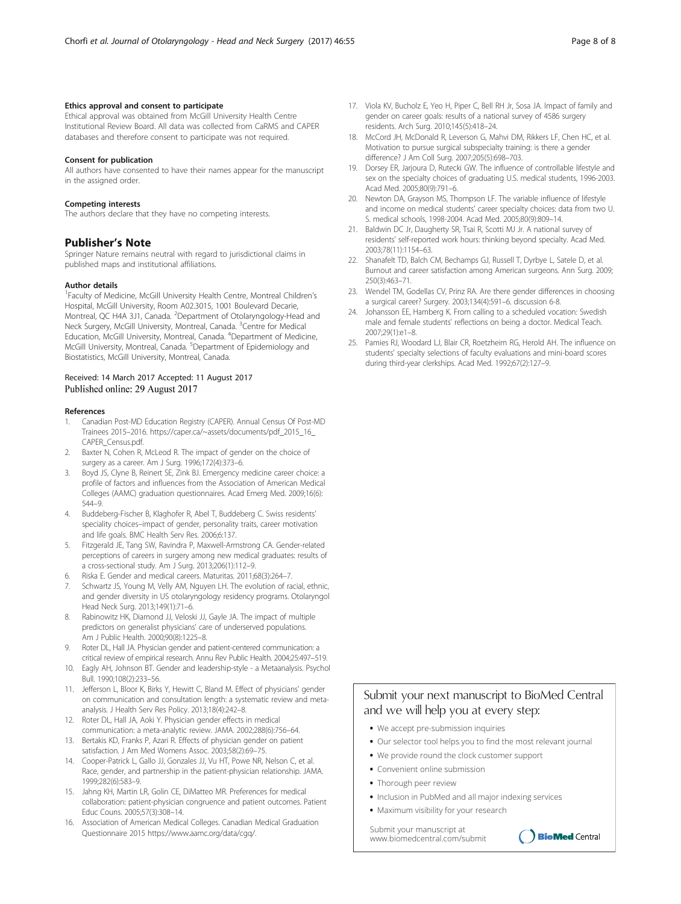#### Ethics approval and consent to participate

Ethical approval was obtained from McGill University Health Centre Institutional Review Board. All data was collected from CaRMS and CAPER databases and therefore consent to participate was not required.

#### Consent for publication

All authors have consented to have their names appear for the manuscript in the assigned order.

#### Competing interests

The authors declare that they have no competing interests.

## Publisher's Note

Springer Nature remains neutral with regard to jurisdictional claims in published maps and institutional affiliations.

#### Author details

[1]Faculty of Medicine, McGill University Health Centre, Montreal Children's Hospital, McGill University, Room A02.3015, 1001 Boulevard Decarie, Montreal, QC H4A 3J1, Canada. [2]Department of Otolaryngology-Head and Neck Surgery, McGill University, Montreal, Canada. [3]Centre for Medical Education, McGill University, Montreal, Canada. [4]Department of Medicine, McGill University, Montreal, Canada. [5]Department of Epidemiology and Biostatistics, McGill University, Montreal, Canada.

Received: 14 March 2017 Accepted: 11 August 2017
Published online: 29 August 2017

#### References

1. Canadian Post-MD Education Registry (CAPER). Annual Census Of Post-MD Trainees 2015–2016. https://caper.ca/~assets/documents/pdf_2015_16_CAPER_Census.pdf.
2. Baxter N, Cohen R, McLeod R. The impact of gender on the choice of surgery as a career. Am J Surg. 1996;172(4):373–6.
3. Boyd JS, Clyne B, Reinert SE, Zink BJ. Emergency medicine career choice: a profile of factors and influences from the Association of American Medical Colleges (AAMC) graduation questionnaires. Acad Emerg Med. 2009;16(6):544–9.
4. Buddeberg-Fischer B, Klaghofer R, Abel T, Buddeberg C. Swiss residents' speciality choices–impact of gender, personality traits, career motivation and life goals. BMC Health Serv Res. 2006;6:137.
5. Fitzgerald JE, Tang SW, Ravindra P, Maxwell-Armstrong CA. Gender-related perceptions of careers in surgery among new medical graduates: results of a cross-sectional study. Am J Surg. 2013;206(1):112–9.
6. Riska E. Gender and medical careers. Maturitas. 2011;68(3):264–7.
7. Schwartz JS, Young M, Velly AM, Nguyen LH. The evolution of racial, ethnic, and gender diversity in US otolaryngology residency programs. Otolaryngol Head Neck Surg. 2013;149(1):71–6.
8. Rabinowitz HK, Diamond JJ, Veloski JJ, Gayle JA. The impact of multiple predictors on generalist physicians' care of underserved populations. Am J Public Health. 2000;90(8):1225–8.
9. Roter DL, Hall JA. Physician gender and patient-centered communication: a critical review of empirical research. Annu Rev Public Health. 2004;25:497–519.
10. Eagly AH, Johnson BT. Gender and leadership-style - a Metaanalysis. Psychol Bull. 1990;108(2):233–56.
11. Jefferson L, Bloor K, Birks Y, Hewitt C, Bland M. Effect of physicians' gender on communication and consultation length: a systematic review and meta-analysis. J Health Serv Res Policy. 2013;18(4):242–8.
12. Roter DL, Hall JA, Aoki Y. Physician gender effects in medical communication: a meta-analytic review. JAMA. 2002;288(6):756–64.
13. Bertakis KD, Franks P, Azari R. Effects of physician gender on patient satisfaction. J Am Med Womens Assoc. 2003;58(2):69–75.
14. Cooper-Patrick L, Gallo JJ, Gonzales JJ, Vu HT, Powe NR, Nelson C, et al. Race, gender, and partnership in the patient-physician relationship. JAMA. 1999;282(6):583–9.
15. Jahng KH, Martin LR, Golin CE, DiMatteo MR. Preferences for medical collaboration: patient-physician congruence and patient outcomes. Patient Educ Couns. 2005;57(3):308–14.
16. Association of American Medical Colleges. Canadian Medical Graduation Questionnaire 2015 https://www.aamc.org/data/cgq/.
17. Viola KV, Bucholz E, Yeo H, Piper C, Bell RH Jr, Sosa JA. Impact of family and gender on career goals: results of a national survey of 4586 surgery residents. Arch Surg. 2010;145(5):418–24.
18. McCord JH, McDonald R, Leverson G, Mahvi DM, Rikkers LF, Chen HC, et al. Motivation to pursue surgical subspecialty training: is there a gender difference? J Am Coll Surg. 2007;205(5):698–703.
19. Dorsey ER, Jarjoura D, Rutecki GW. The influence of controllable lifestyle and sex on the specialty choices of graduating U.S. medical students, 1996-2003. Acad Med. 2005;80(9):791–6.
20. Newton DA, Grayson MS, Thompson LF. The variable influence of lifestyle and income on medical students' career specialty choices: data from two U. S. medical schools, 1998-2004. Acad Med. 2005;80(9):809–14.
21. Baldwin DC Jr, Daugherty SR, Tsai R, Scotti MJ Jr. A national survey of residents' self-reported work hours: thinking beyond specialty. Acad Med. 2003;78(11):1154–63.
22. Shanafelt TD, Balch CM, Bechamps GJ, Russell T, Dyrbye L, Satele D, et al. Burnout and career satisfaction among American surgeons. Ann Surg. 2009;250(3):463–71.
23. Wendel TM, Godellas CV, Prinz RA. Are there gender differences in choosing a surgical career? Surgery. 2003;134(4):591–6. discussion 6-8.
24. Johansson EE, Hamberg K. From calling to a scheduled vocation: Swedish male and female students' reflections on being a doctor. Medical Teach. 2007;29(1):e1–8.
25. Pamies RJ, Woodard LJ, Blair CR, Roetzheim RG, Herold AH. The influence on students' specialty selections of faculty evaluations and mini-board scores during third-year clerkships. Acad Med. 1992;67(2):127–9.

Submit your next manuscript to BioMed Central and we will help you at every step:

- We accept pre-submission inquiries
- Our selector tool helps you to find the most relevant journal
- We provide round the clock customer support
- Convenient online submission
- Thorough peer review
- Inclusion in PubMed and all major indexing services
- Maximum visibility for your research

Submit your manuscript at
www.biomedcentral.com/submit

BioMed Central